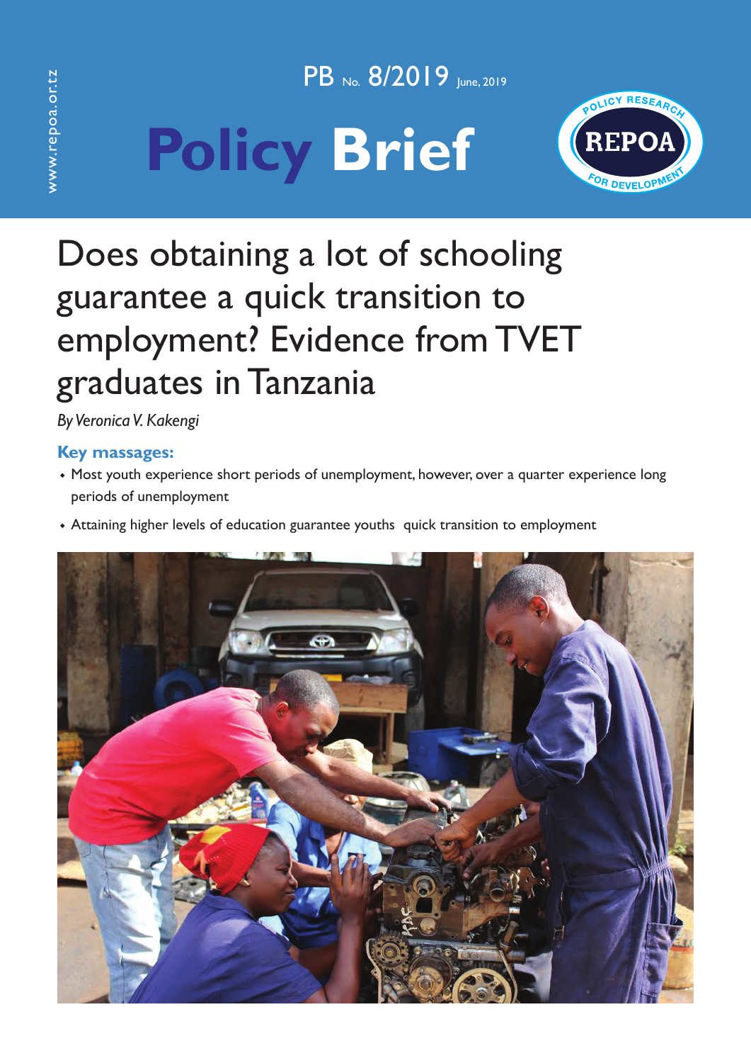PB No. 8/2019 June, 2019

# Policy Brief

# Does obtaining a lot of schooling guarantee a quick transition to employment? Evidence from TVET graduates in Tanzania

*By Veronica V. Kakengi*

**Key massages:**

- Most youth experience short periods of unemployment, however, over a quarter experience long periods of unemployment
- Attaining higher levels of education guarantee youths quick transition to employment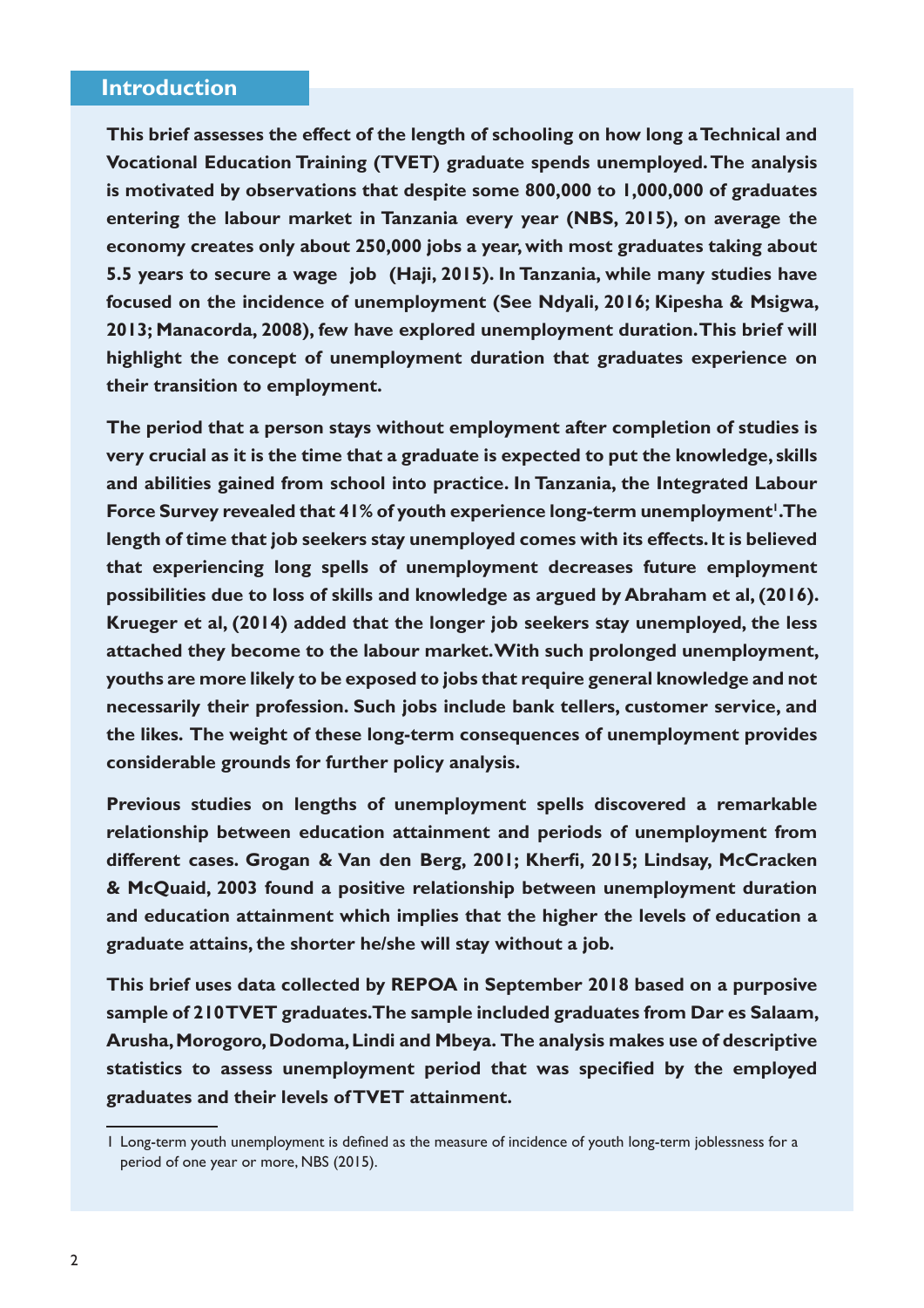## Introduction

**This brief assesses the effect of the length of schooling on how long a Technical and Vocational Education Training (TVET) graduate spends unemployed. The analysis is motivated by observations that despite some 800,000 to 1,000,000 of graduates entering the labour market in Tanzania every year (NBS, 2015), on average the economy creates only about 250,000 jobs a year, with most graduates taking about 5.5 years to secure a wage job (Haji, 2015). In Tanzania, while many studies have focused on the incidence of unemployment (See Ndyali, 2016; Kipesha & Msigwa, 2013; Manacorda, 2008), few have explored unemployment duration. This brief will highlight the concept of unemployment duration that graduates experience on their transition to employment.**

**The period that a person stays without employment after completion of studies is very crucial as it is the time that a graduate is expected to put the knowledge, skills and abilities gained from school into practice. In Tanzania, the Integrated Labour Force Survey revealed that 41% of youth experience long-term unemployment[1]. The length of time that job seekers stay unemployed comes with its effects. It is believed that experiencing long spells of unemployment decreases future employment possibilities due to loss of skills and knowledge as argued by Abraham et al, (2016). Krueger et al, (2014) added that the longer job seekers stay unemployed, the less attached they become to the labour market. With such prolonged unemployment, youths are more likely to be exposed to jobs that require general knowledge and not necessarily their profession. Such jobs include bank tellers, customer service, and the likes. The weight of these long-term consequences of unemployment provides considerable grounds for further policy analysis.**

**Previous studies on lengths of unemployment spells discovered a remarkable relationship between education attainment and periods of unemployment from different cases. Grogan & Van den Berg, 2001; Kherfi, 2015; Lindsay, McCracken & McQuaid, 2003 found a positive relationship between unemployment duration and education attainment which implies that the higher the levels of education a graduate attains, the shorter he/she will stay without a job.**

**This brief uses data collected by REPOA in September 2018 based on a purposive sample of 210 TVET graduates. The sample included graduates from Dar es Salaam, Arusha, Morogoro, Dodoma, Lindi and Mbeya. The analysis makes use of descriptive statistics to assess unemployment period that was specified by the employed graduates and their levels of TVET attainment.**

---

1 Long-term youth unemployment is defined as the measure of incidence of youth long-term joblessness for a period of one year or more, NBS (2015).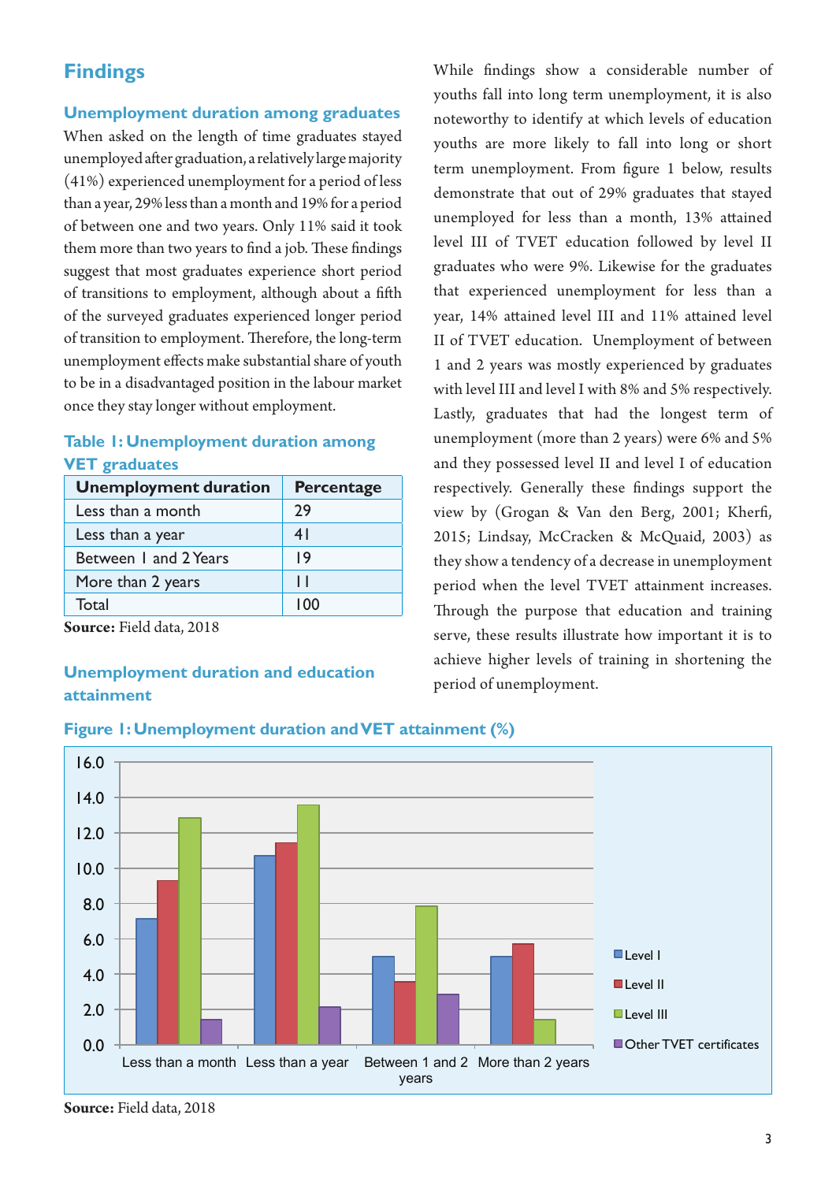## Findings

### Unemployment duration among graduates

When asked on the length of time graduates stayed unemployed after graduation, a relatively large majority (41%) experienced unemployment for a period of less than a year, 29% less than a month and 19% for a period of between one and two years. Only 11% said it took them more than two years to find a job. These findings suggest that most graduates experience short period of transitions to employment, although about a fifth of the surveyed graduates experienced longer period of transition to employment. Therefore, the long-term unemployment effects make substantial share of youth to be in a disadvantaged position in the labour market once they stay longer without employment.

**Table 1: Unemployment duration among VET graduates**

| Unemployment duration | Percentage |
|---|---|
| Less than a month | 29 |
| Less than a year | 41 |
| Between 1 and 2 Years | 19 |
| More than 2 years | 11 |
| Total | 100 |

**Source:** Field data, 2018

### Unemployment duration and education attainment

While findings show a considerable number of youths fall into long term unemployment, it is also noteworthy to identify at which levels of education youths are more likely to fall into long or short term unemployment. From figure 1 below, results demonstrate that out of 29% graduates that stayed unemployed for less than a month, 13% attained level III of TVET education followed by level II graduates who were 9%. Likewise for the graduates that experienced unemployment for less than a year, 14% attained level III and 11% attained level II of TVET education. Unemployment of between 1 and 2 years was mostly experienced by graduates with level III and level I with 8% and 5% respectively. Lastly, graduates that had the longest term of unemployment (more than 2 years) were 6% and 5% and they possessed level II and level I of education respectively. Generally these findings support the view by (Grogan & Van den Berg, 2001; Kherfi, 2015; Lindsay, McCracken & McQuaid, 2003) as they show a tendency of a decrease in unemployment period when the level TVET attainment increases. Through the purpose that education and training serve, these results illustrate how important it is to achieve higher levels of training in shortening the period of unemployment.

**Figure 1: Unemployment duration and VET attainment (%)**

| | Level I | Level II | Level III | Other TVET certificates |
|---|---|---|---|---|
| Less than a month | 7.1 | 9.3 | 12.8 | 1.4 |
| Less than a year | 10.7 | 11.4 | 13.6 | 2.1 |
| Between 1 and 2 years | 5.0 | 3.6 | 7.8 | 2.8 |
| More than 2 years | 5.0 | 5.7 | 1.4 | |

**Source:** Field data, 2018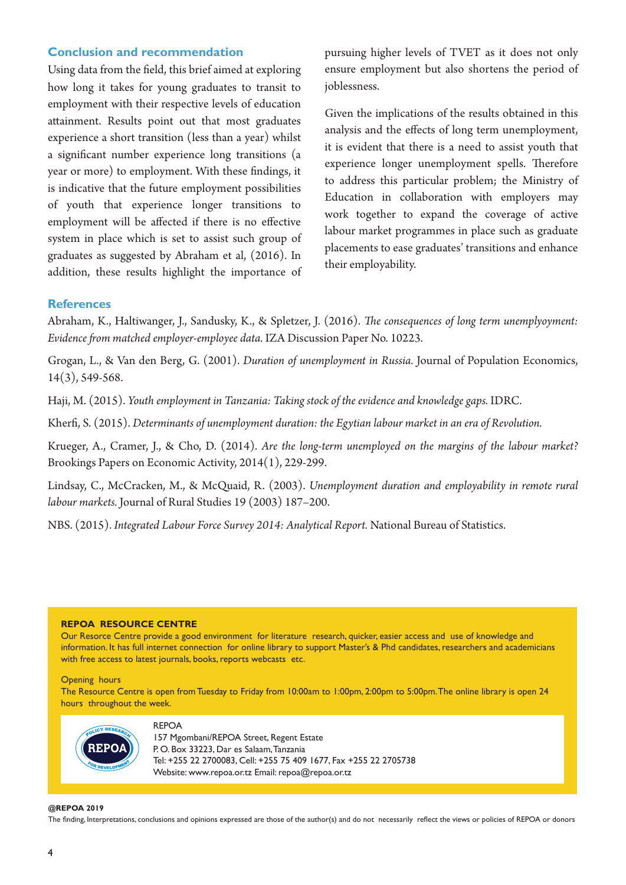## Conclusion and recommendation

Using data from the field, this brief aimed at exploring how long it takes for young graduates to transit to employment with their respective levels of education attainment. Results point out that most graduates experience a short transition (less than a year) whilst a significant number experience long transitions (a year or more) to employment. With these findings, it is indicative that the future employment possibilities of youth that experience longer transitions to employment will be affected if there is no effective system in place which is set to assist such group of graduates as suggested by Abraham et al, (2016). In addition, these results highlight the importance of pursuing higher levels of TVET as it does not only ensure employment but also shortens the period of joblessness.

Given the implications of the results obtained in this analysis and the effects of long term unemployment, it is evident that there is a need to assist youth that experience longer unemployment spells. Therefore to address this particular problem; the Ministry of Education in collaboration with employers may work together to expand the coverage of active labour market programmes in place such as graduate placements to ease graduates' transitions and enhance their employability.

## References

Abraham, K., Haltiwanger, J., Sandusky, K., & Spletzer, J. (2016). *The consequences of long term unemplyoyment: Evidence from matched employer-employee data.* IZA Discussion Paper No. 10223.

Grogan, L., & Van den Berg, G. (2001). *Duration of unemployment in Russia.* Journal of Population Economics, 14(3), 549-568.

Haji, M. (2015). *Youth employment in Tanzania: Taking stock of the evidence and knowledge gaps.* IDRC.

Kherfi, S. (2015). *Determinants of unemployment duration: the Egytian labour market in an era of Revolution.*

Krueger, A., Cramer, J., & Cho, D. (2014). *Are the long-term unemployed on the margins of the labour market?* Brookings Papers on Economic Activity, 2014(1), 229-299.

Lindsay, C., McCracken, M., & McQuaid, R. (2003). *Unemployment duration and employability in remote rural labour markets.* Journal of Rural Studies 19 (2003) 187–200.

NBS. (2015). *Integrated Labour Force Survey 2014: Analytical Report.* National Bureau of Statistics.

**REPOA RESOURCE CENTRE**

Our Resource Centre provide a good environment for literature research, quicker, easier access and use of knowledge and information. It has full internet connection for online library to support Master's & Phd candidates, researchers and academicians with free access to latest journals, books, reports webcasts etc.

Opening hours

The Resource Centre is open from Tuesday to Friday from 10:00am to 1:00pm, 2:00pm to 5:00pm. The online library is open 24 hours throughout the week.

REPOA
157 Mgombani/REPOA Street, Regent Estate
P. O. Box 33223, Dar es Salaam, Tanzania
Tel: +255 22 2700083, Cell: +255 75 409 1677, Fax +255 22 2705738
Website: www.repoa.or.tz Email: repoa@repoa.or.tz

**@REPOA 2019**

The finding, Interpretations, conclusions and opinions expressed are those of the author(s) and do not necessarily reflect the views or policies of REPOA or donors